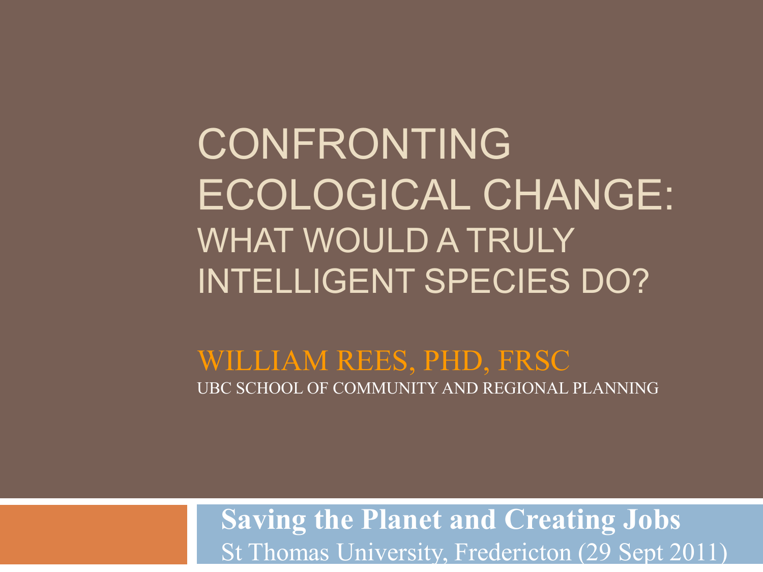# CONFRONTING ECOLOGICAL CHANGE: WHAT WOULD A TRULY INTELLIGENT SPECIES DO?

WILLIAM REES, PHD, FRSC

UBC SCHOOL OF COMMUNITY AND REGIONAL PLANNING

**Saving the Planet and Creating Jobs**

St Thomas University, Fredericton (29 Sept 2011)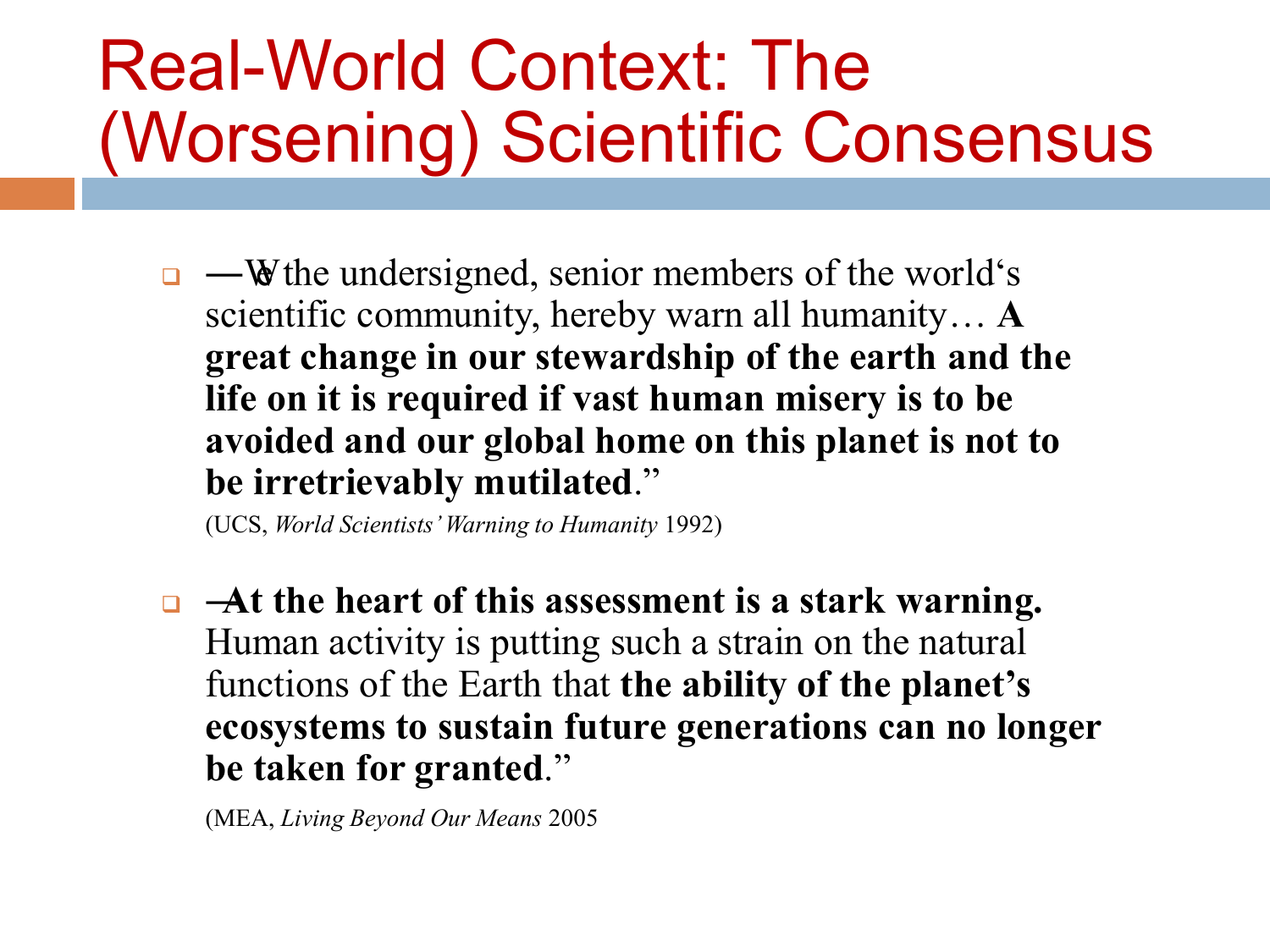# Real-World Context: The (Worsening) Scientific Consensus

- "We the undersigned, senior members of the world's scientific community, hereby warn all humanity… **A great change in our stewardship of the earth and the life on it is required if vast human misery is to be avoided and our global home on this planet is not to be irretrievably mutilated**."

  (UCS, *World Scientists' Warning to Humanity* 1992)

- "**At the heart of this assessment is a stark warning.** Human activity is putting such a strain on the natural functions of the Earth that **the ability of the planet's ecosystems to sustain future generations can no longer be taken for granted**."

  (MEA, *Living Beyond Our Means* 2005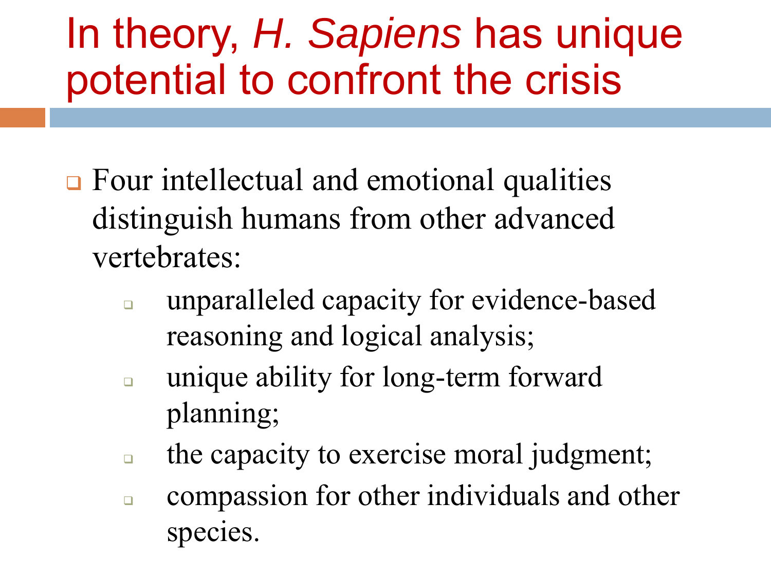# In theory, *H. Sapiens* has unique potential to confront the crisis

- Four intellectual and emotional qualities distinguish humans from other advanced vertebrates:
  - unparalleled capacity for evidence-based reasoning and logical analysis;
  - unique ability for long-term forward planning;
  - the capacity to exercise moral judgment;
  - compassion for other individuals and other species.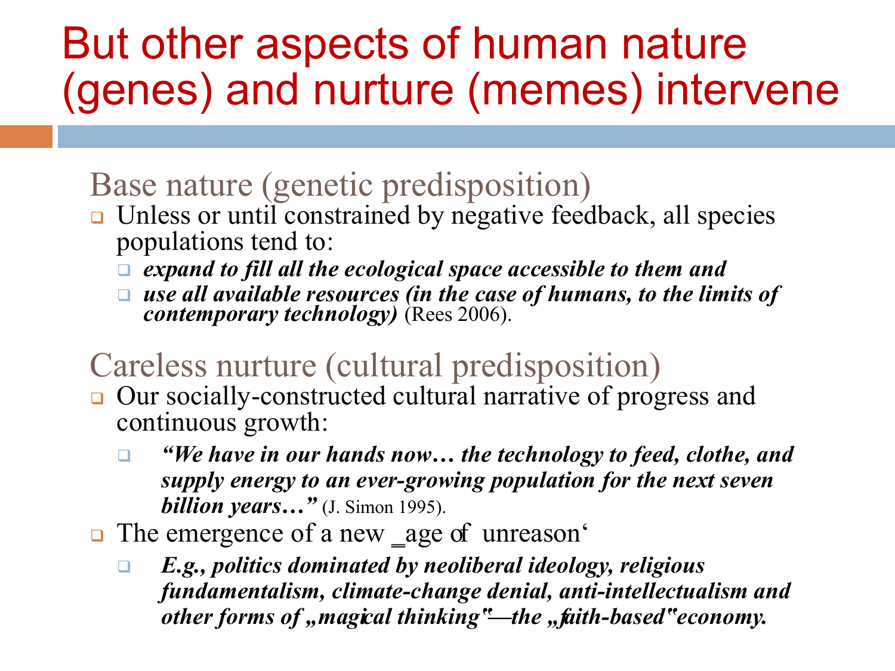# But other aspects of human nature (genes) and nurture (memes) intervene

## Base nature (genetic predisposition)

- Unless or until constrained by negative feedback, all species populations tend to:
  - ***expand to fill all the ecological space accessible to them and***
  - ***use all available resources (in the case of humans, to the limits of contemporary technology)*** (Rees 2006).

## Careless nurture (cultural predisposition)

- Our socially-constructed cultural narrative of progress and continuous growth:
  - ***"We have in our hands now… the technology to feed, clothe, and supply energy to an ever-growing population for the next seven billion years…"*** (J. Simon 1995).
- The emergence of a new 'age of unreason'
  - ***E.g., politics dominated by neoliberal ideology, religious fundamentalism, climate-change denial, anti-intellectualism and other forms of "magical thinking"—the "faith-based" economy.***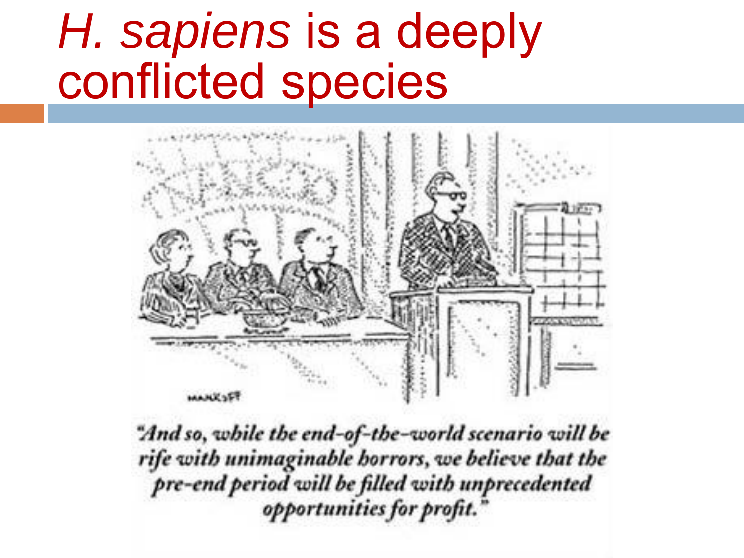# *H. sapiens* is a deeply conflicted species

*"And so, while the end-of-the-world scenario will be rife with unimaginable horrors, we believe that the pre-end period will be filled with unprecedented opportunities for profit."*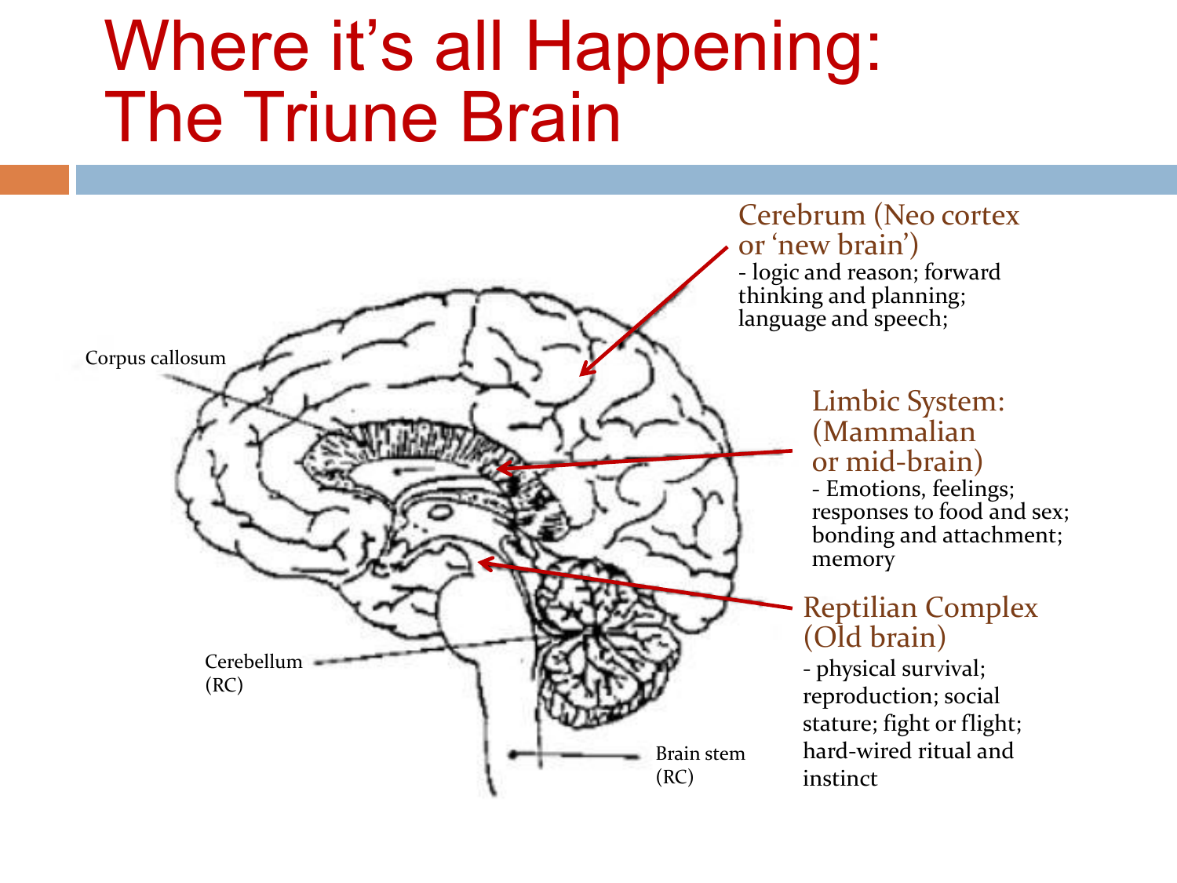# Where it's all Happening: The Triune Brain

Corpus callosum

Cerebellum (RC)

Brain stem (RC)

**Cerebrum (Neo cortex or 'new brain')**
- logic and reason; forward thinking and planning; language and speech;

**Limbic System: (Mammalian or mid-brain)**
- Emotions, feelings; responses to food and sex; bonding and attachment; memory

**Reptilian Complex (Old brain)**
- physical survival; reproduction; social stature; fight or flight; hard-wired ritual and instinct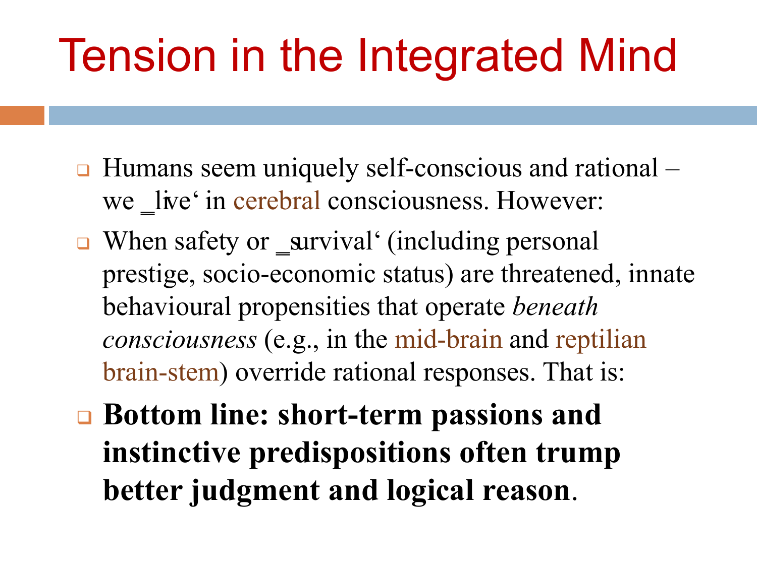# Tension in the Integrated Mind

- Humans seem uniquely self-conscious and rational – we ‗live' in cerebral consciousness. However:
- When safety or ‗survival' (including personal prestige, socio-economic status) are threatened, innate behavioural propensities that operate *beneath consciousness* (e.g., in the mid-brain and reptilian brain-stem) override rational responses. That is:
- **Bottom line: short-term passions and instinctive predispositions often trump better judgment and logical reason**.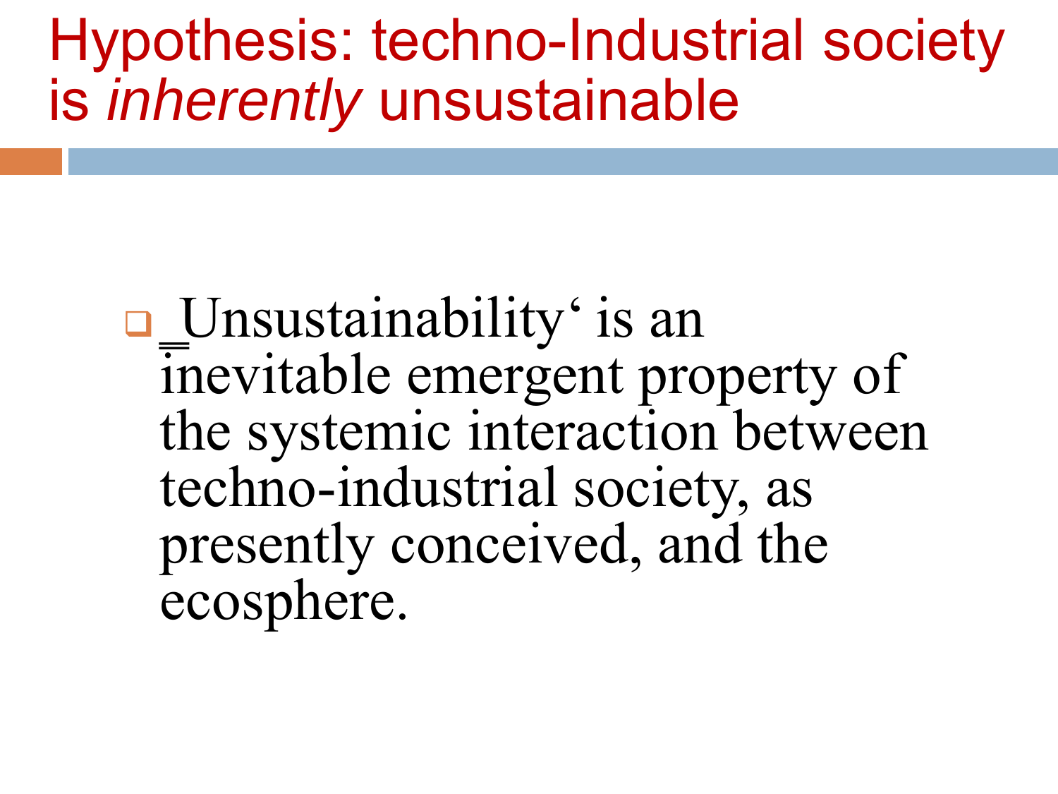# Hypothesis: techno-Industrial society is *inherently* unsustainable

- ‚Unsustainability‘ is an inevitable emergent property of the systemic interaction between techno-industrial society, as presently conceived, and the ecosphere.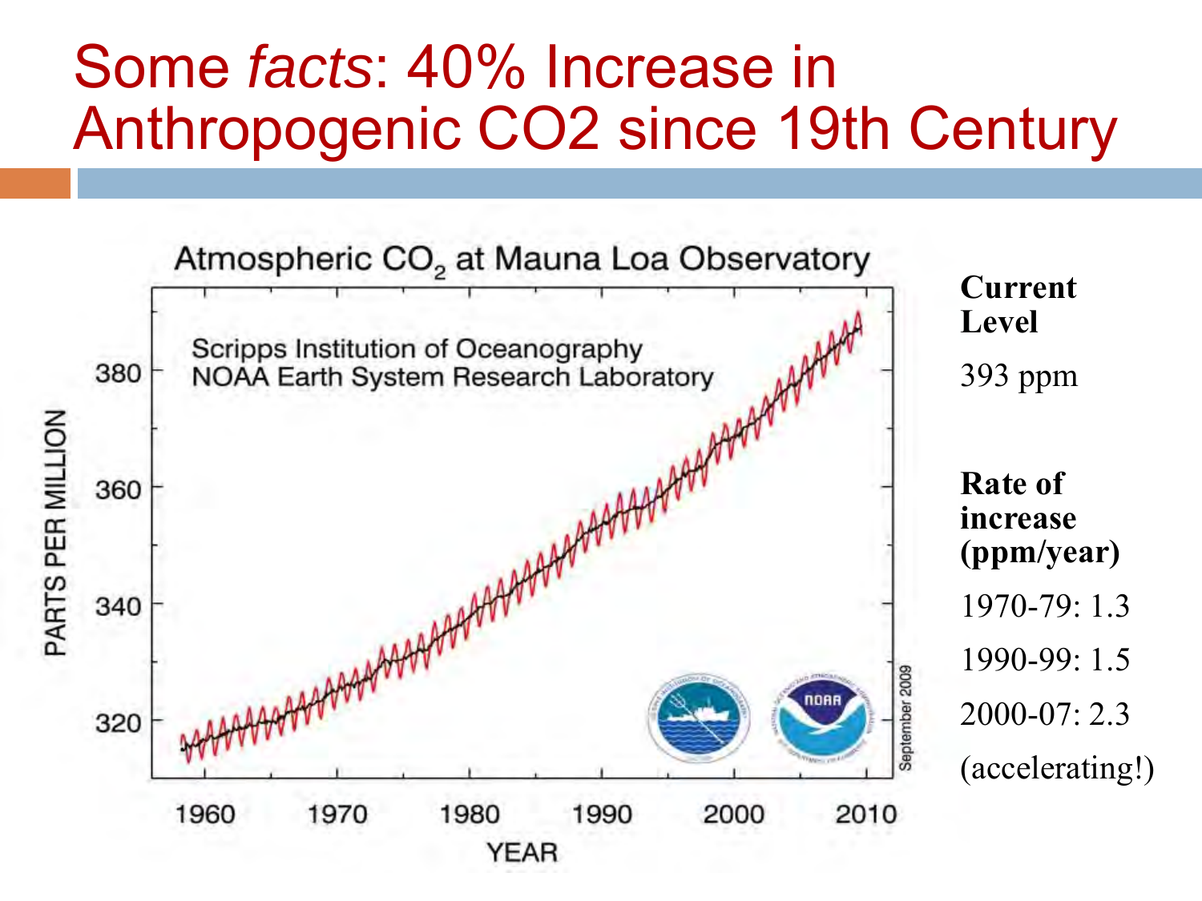# Some *facts*: 40% Increase in Anthropogenic CO2 since 19th Century

**Current Level**

393 ppm

**Rate of increase (ppm/year)**

1970-79: 1.3

1990-99: 1.5

2000-07: 2.3

(accelerating!)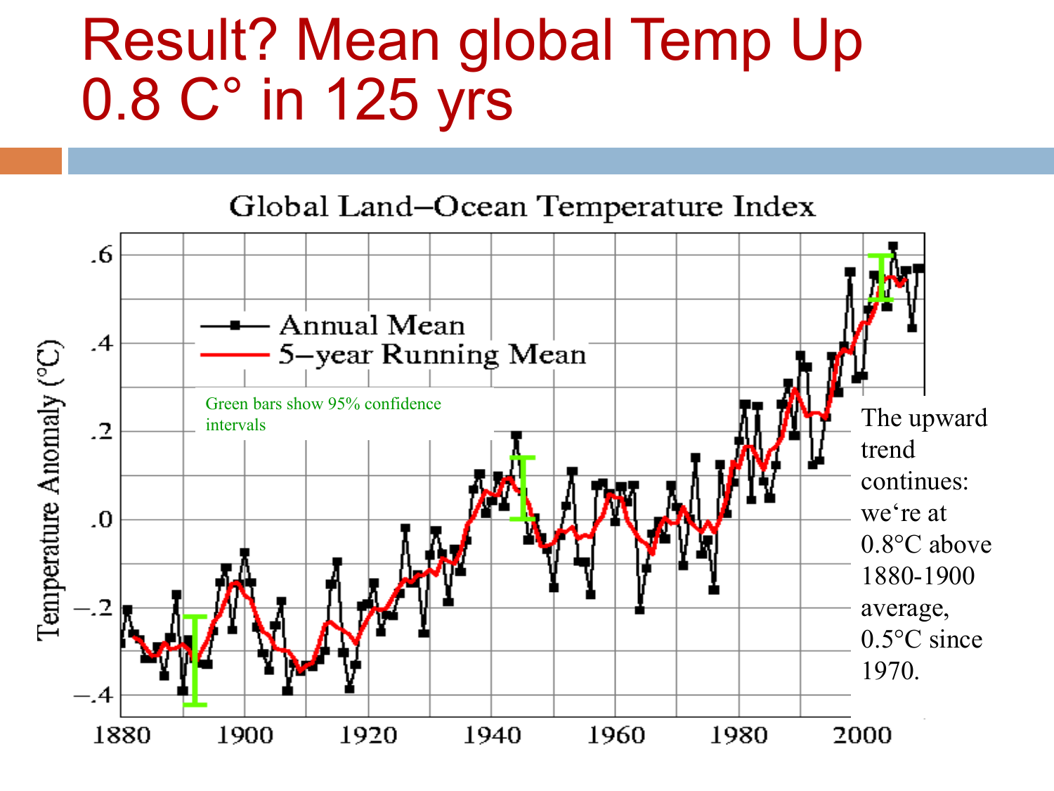# Result? Mean global Temp Up 0.8 C° in 125 yrs

Global Land–Ocean Temperature Index

Green bars show 95% confidence intervals

The upward trend continues: we're at 0.8°C above 1880-1900 average, 0.5°C since 1970.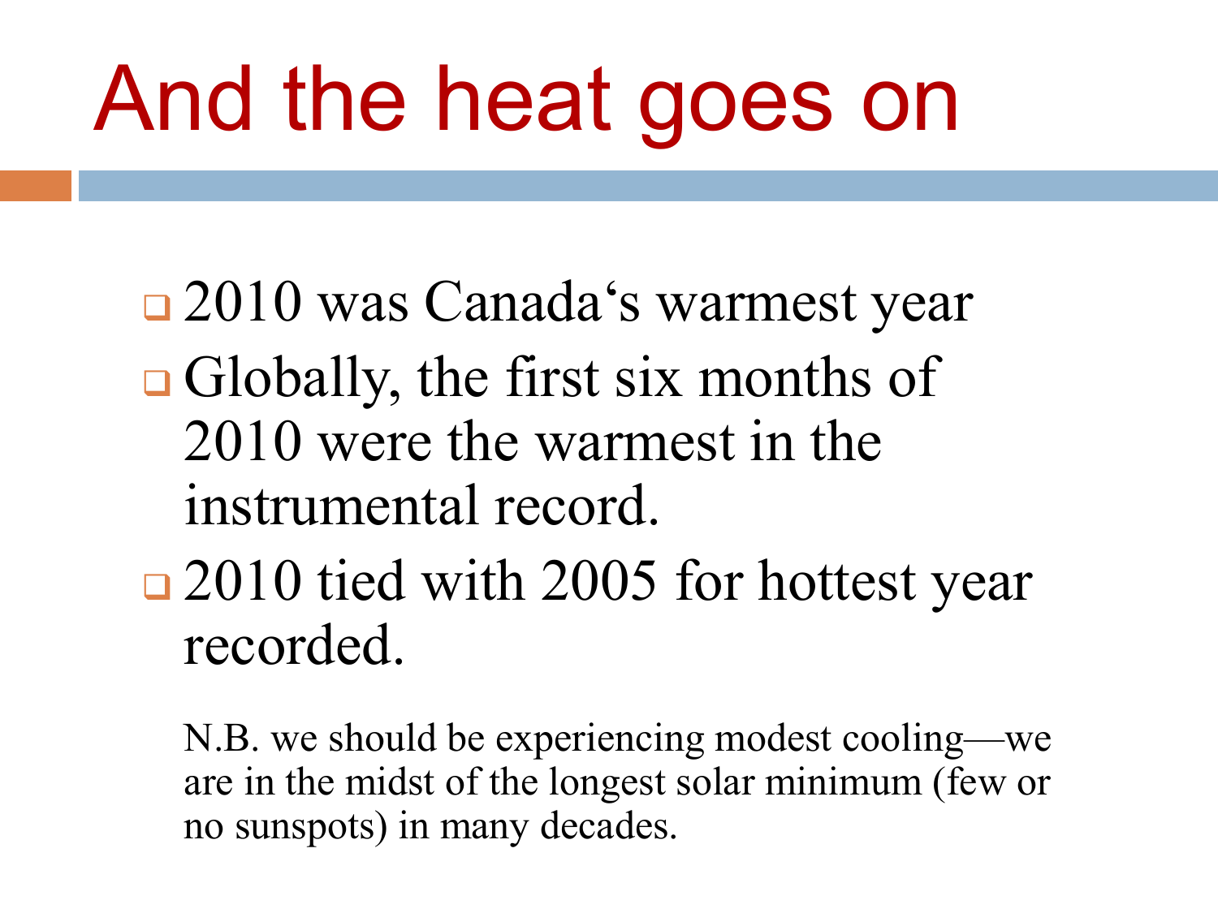# And the heat goes on

- 2010 was Canada's warmest year
- Globally, the first six months of 2010 were the warmest in the instrumental record.
- 2010 tied with 2005 for hottest year recorded.

N.B. we should be experiencing modest cooling—we are in the midst of the longest solar minimum (few or no sunspots) in many decades.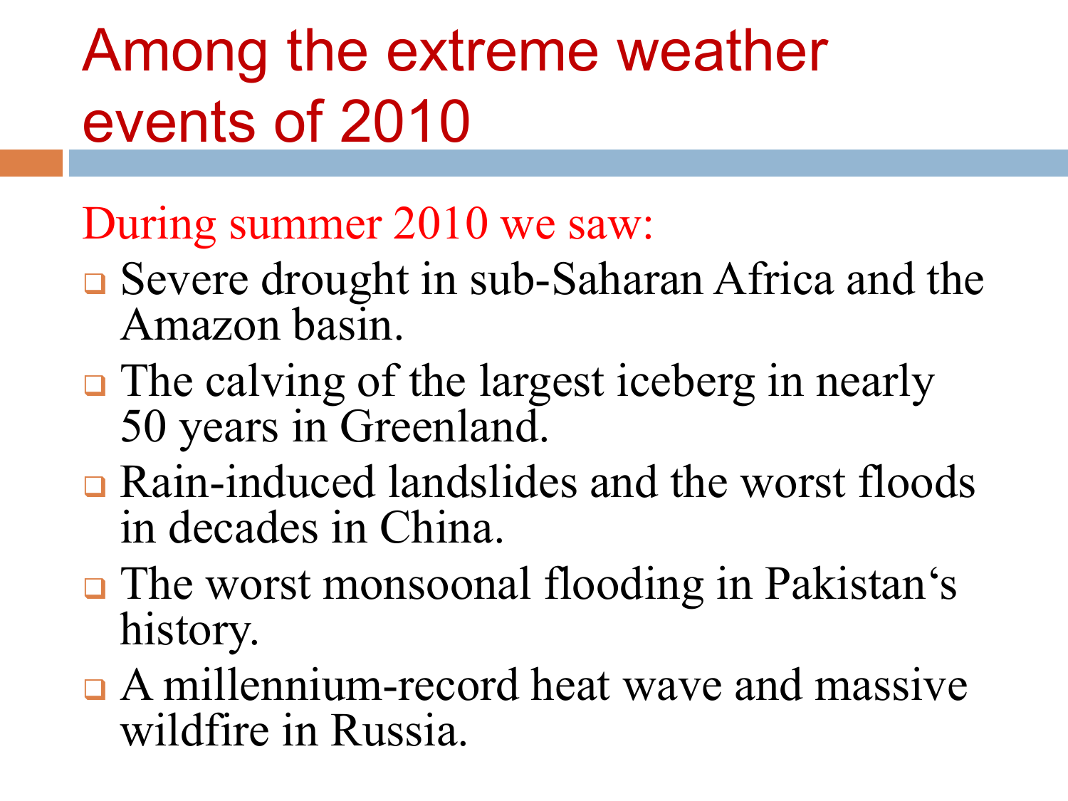# Among the extreme weather events of 2010

During summer 2010 we saw:

- Severe drought in sub-Saharan Africa and the Amazon basin.
- The calving of the largest iceberg in nearly 50 years in Greenland.
- Rain-induced landslides and the worst floods in decades in China.
- The worst monsoonal flooding in Pakistan's history.
- A millennium-record heat wave and massive wildfire in Russia.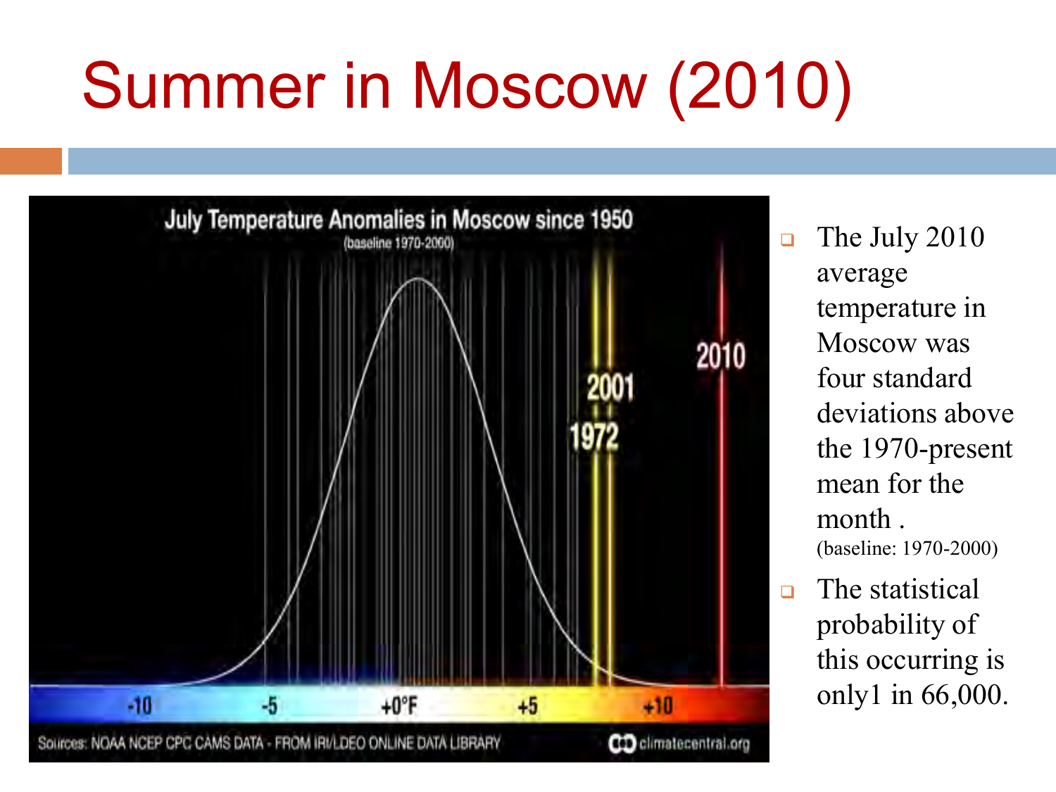# Summer in Moscow (2010)

- The July 2010 average temperature in Moscow was four standard deviations above the 1970-present mean for the month . (baseline: 1970-2000)
- The statistical probability of this occurring is only1 in 66,000.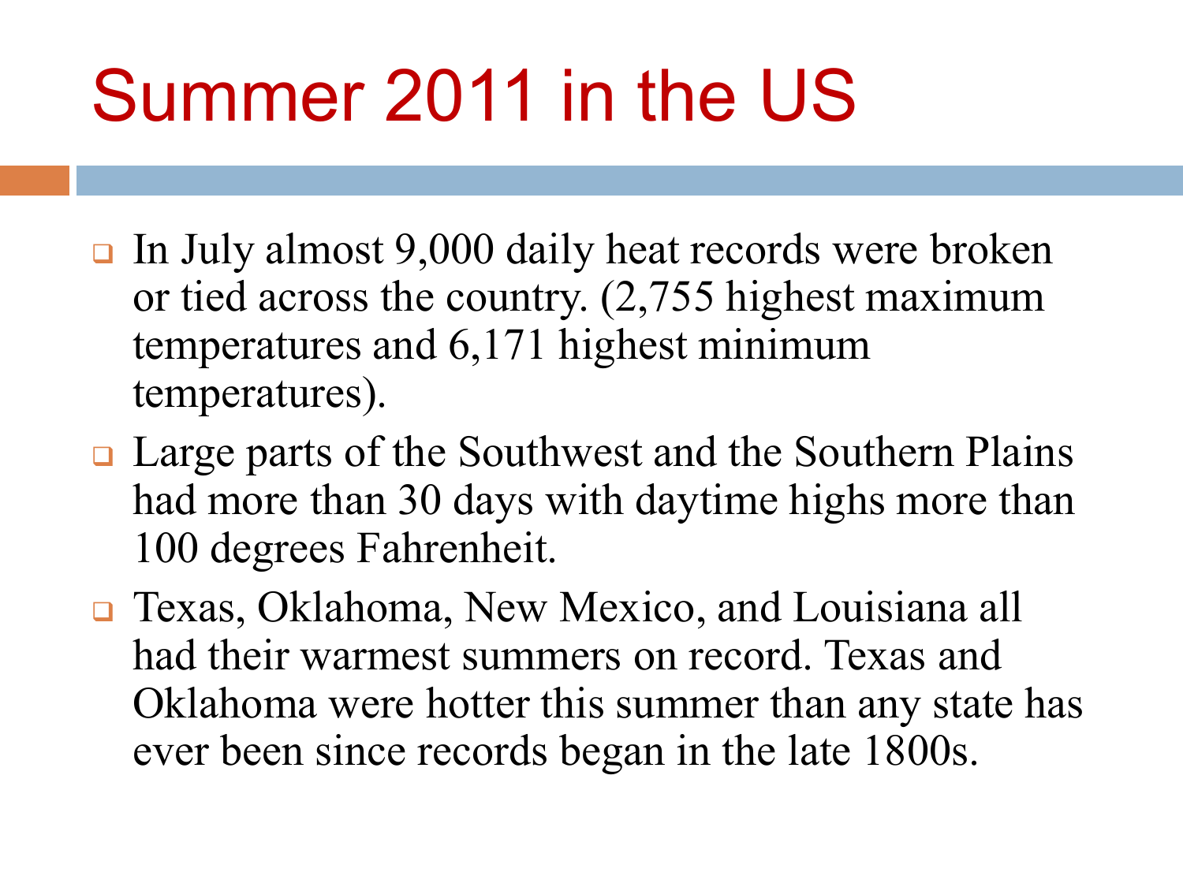# Summer 2011 in the US

- In July almost 9,000 daily heat records were broken or tied across the country. (2,755 highest maximum temperatures and 6,171 highest minimum temperatures).
- Large parts of the Southwest and the Southern Plains had more than 30 days with daytime highs more than 100 degrees Fahrenheit.
- Texas, Oklahoma, New Mexico, and Louisiana all had their warmest summers on record. Texas and Oklahoma were hotter this summer than any state has ever been since records began in the late 1800s.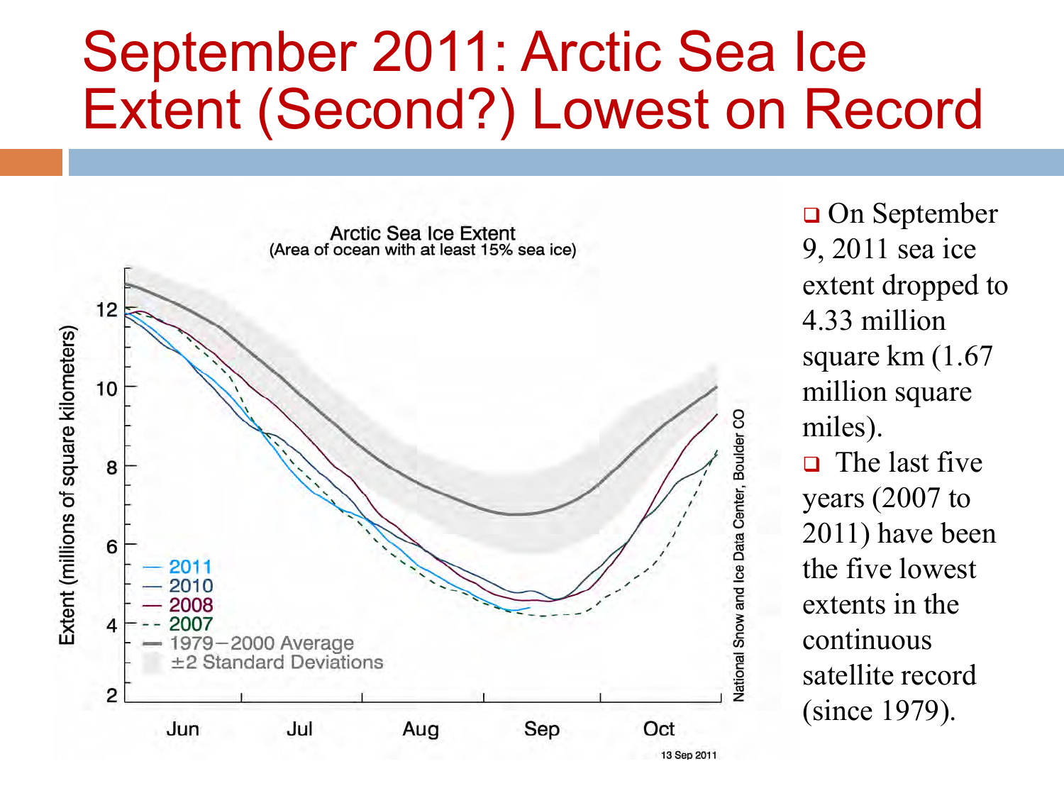# September 2011: Arctic Sea Ice Extent (Second?) Lowest on Record

Arctic Sea Ice Extent
(Area of ocean with at least 15% sea ice)

Extent (millions of square kilometers)

— 2011
— 2010
— 2008
- - 2007
— 1979−2000 Average
±2 Standard Deviations

Jun Jul Aug Sep Oct

National Snow and Ice Data Center, Boulder CO

13 Sep 2011

- On September 9, 2011 sea ice extent dropped to 4.33 million square km (1.67 million square miles).
- The last five years (2007 to 2011) have been the five lowest extents in the continuous satellite record (since 1979).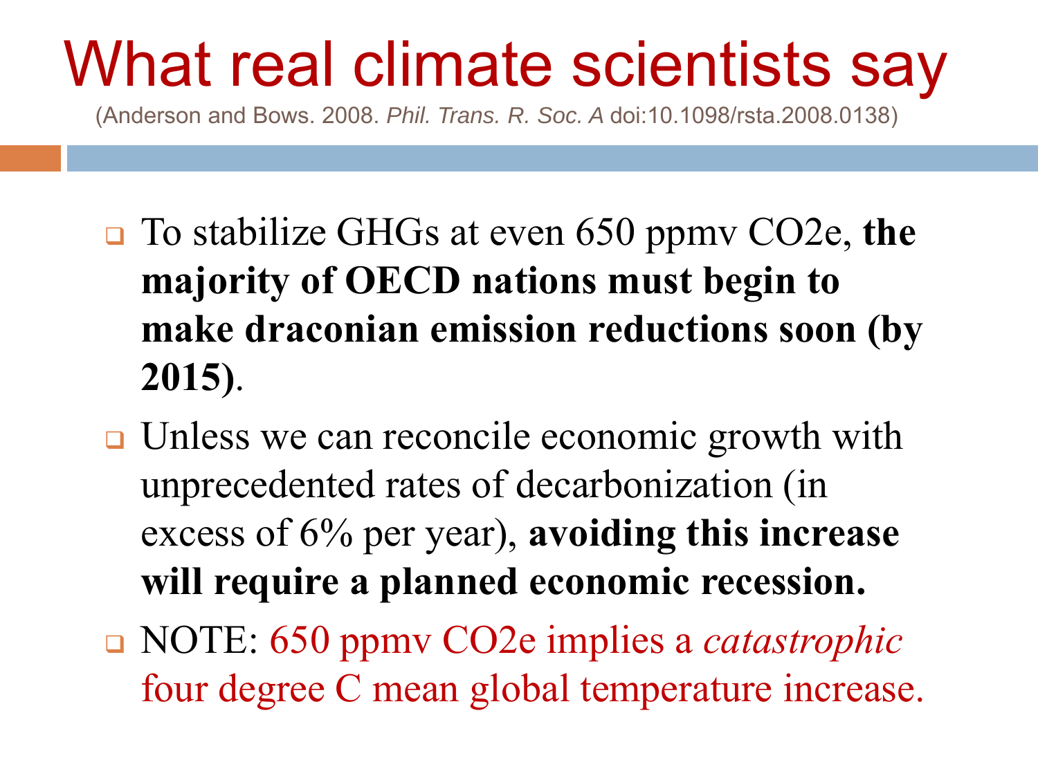# What real climate scientists say

(Anderson and Bows. 2008. *Phil. Trans. R. Soc. A* doi:10.1098/rsta.2008.0138)

- To stabilize GHGs at even 650 ppmv CO2e, **the majority of OECD nations must begin to make draconian emission reductions soon (by 2015)**.
- Unless we can reconcile economic growth with unprecedented rates of decarbonization (in excess of 6% per year), **avoiding this increase will require a planned economic recession.**
- NOTE: 650 ppmv CO2e implies a *catastrophic* four degree C mean global temperature increase.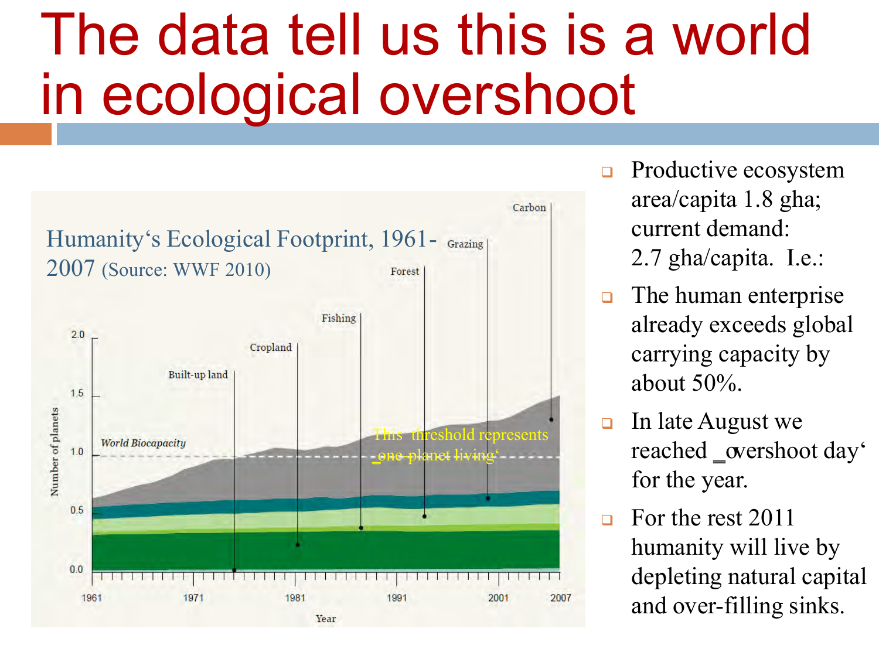# The data tell us this is a world in ecological overshoot

Humanity's Ecological Footprint, 1961-2007 (Source: WWF 2010)

- Productive ecosystem area/capita 1.8 gha; current demand: 2.7 gha/capita. I.e.:
- The human enterprise already exceeds global carrying capacity by about 50%.
- In late August we reached 'overshoot day' for the year.
- For the rest 2011 humanity will live by depleting natural capital and over-filling sinks.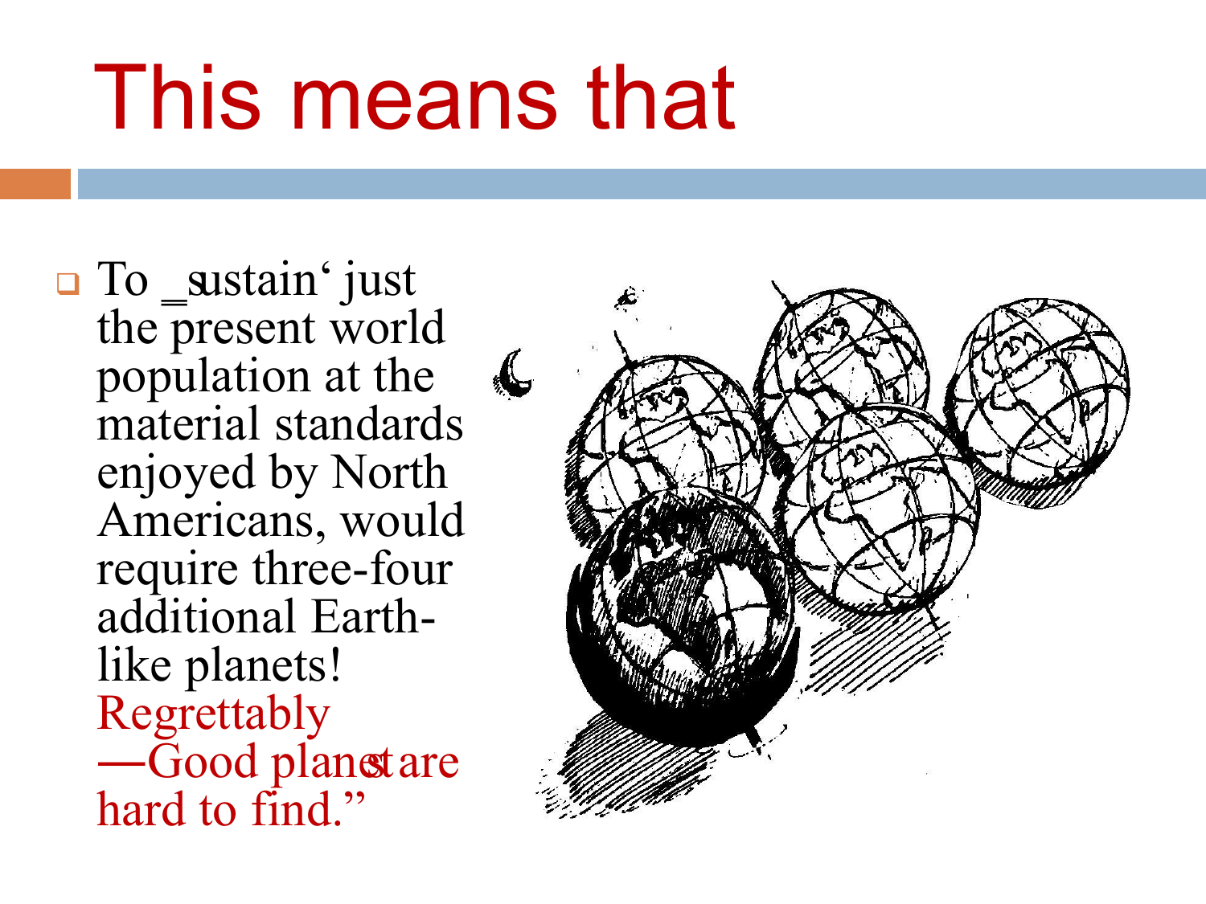# This means that

- To ‗sustain' just the present world population at the material standards enjoyed by North Americans, would require three-four additional Earth-like planets! Regrettably ―Good planets are hard to find."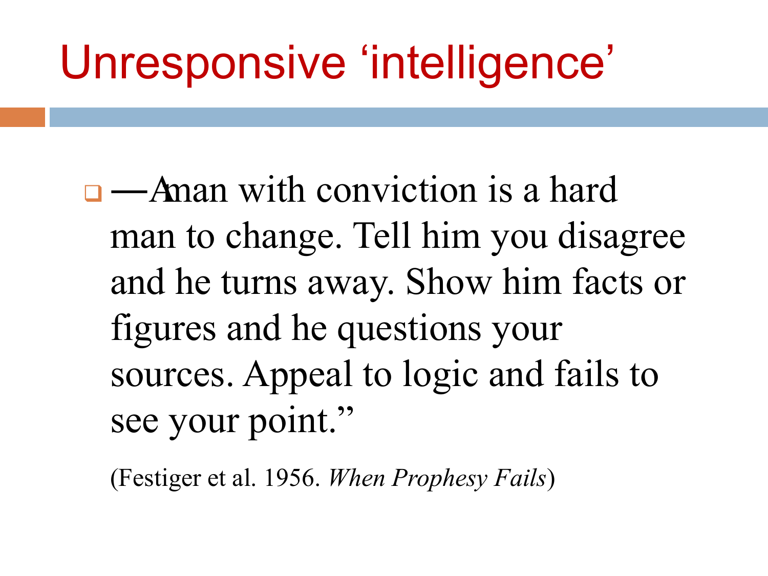# Unresponsive 'intelligence'

- —A man with conviction is a hard man to change. Tell him you disagree and he turns away. Show him facts or figures and he questions your sources. Appeal to logic and fails to see your point."

  (Festiger et al. 1956. *When Prophesy Fails*)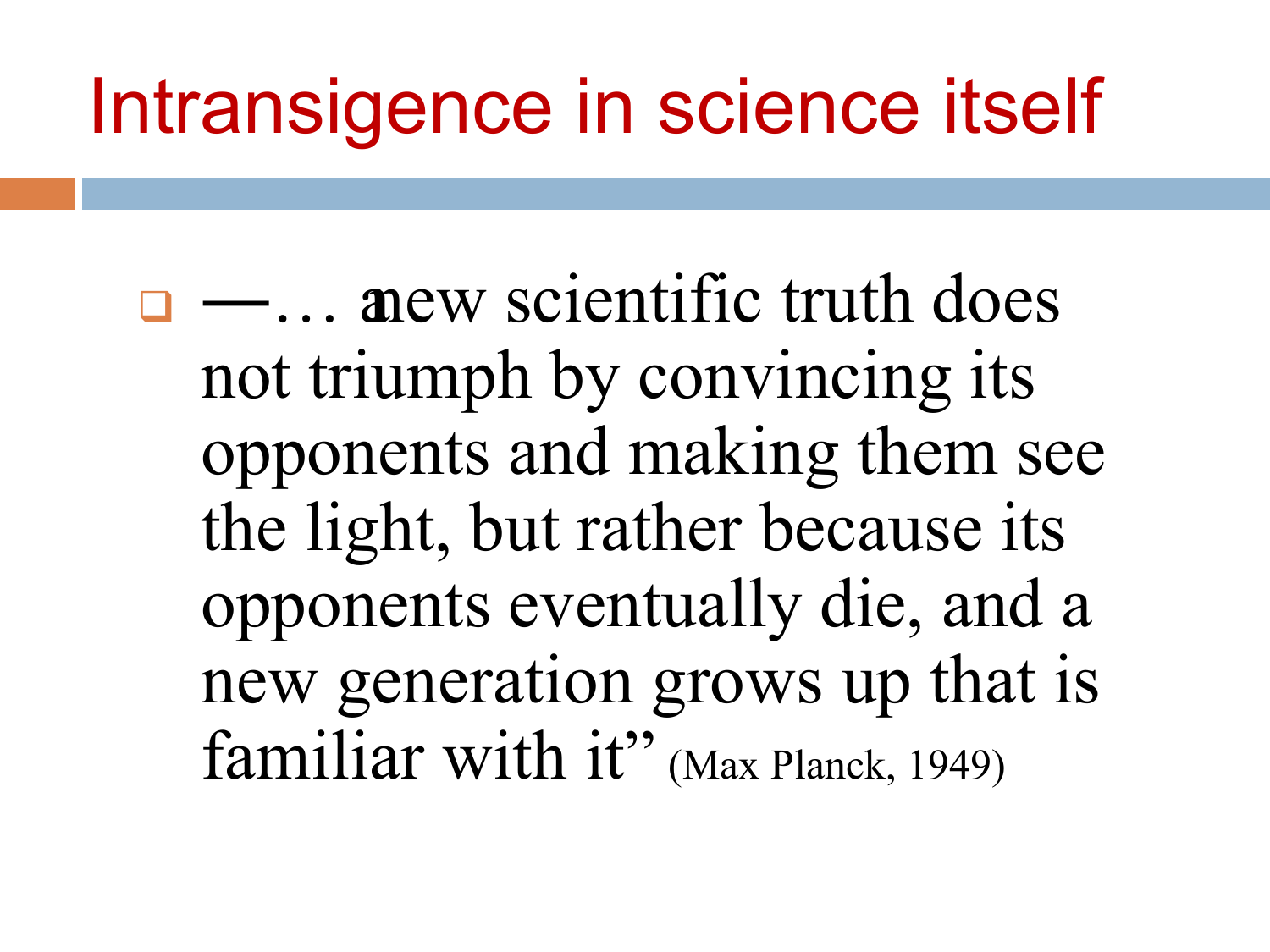# Intransigence in science itself

- —… anew scientific truth does not triumph by convincing its opponents and making them see the light, but rather because its opponents eventually die, and a new generation grows up that is familiar with it" (Max Planck, 1949)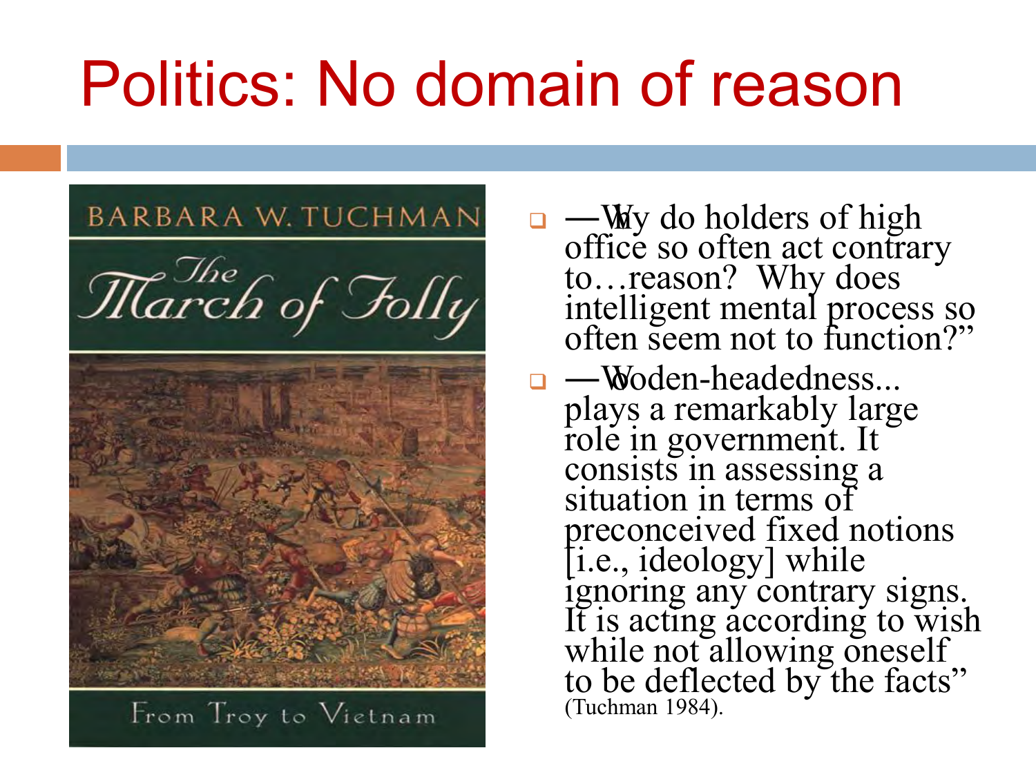# Politics: No domain of reason

- —Why do holders of high office so often act contrary to…reason? Why does intelligent mental process so often seem not to function?"
- —Wooden-headedness... plays a remarkably large role in government. It consists in assessing a situation in terms of preconceived fixed notions [i.e., ideology] while ignoring any contrary signs. It is acting according to wish while not allowing oneself to be deflected by the facts" (Tuchman 1984).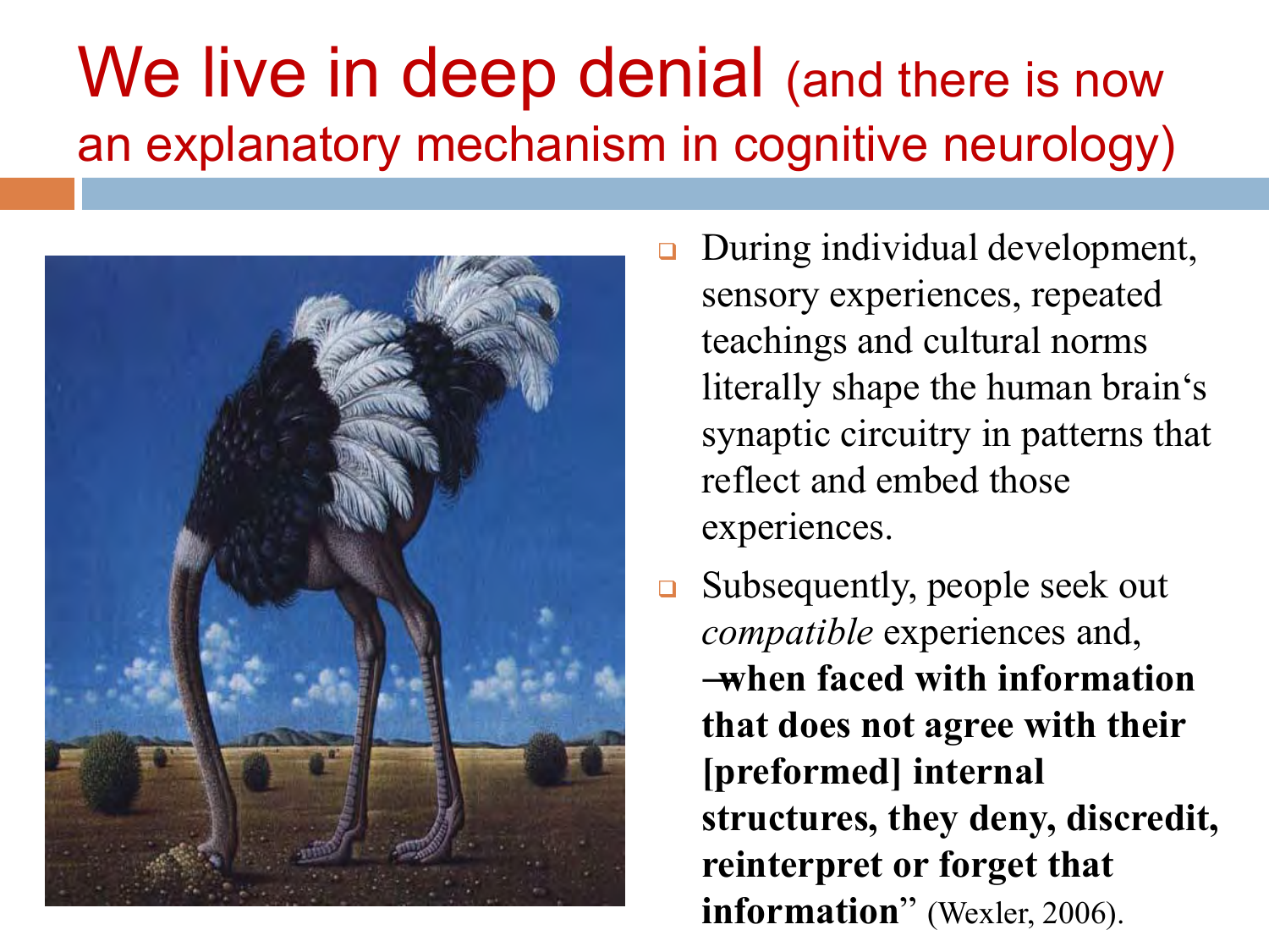# We live in deep denial (and there is now an explanatory mechanism in cognitive neurology)

- During individual development, sensory experiences, repeated teachings and cultural norms literally shape the human brain's synaptic circuitry in patterns that reflect and embed those experiences.
- Subsequently, people seek out *compatible* experiences and, "**when faced with information that does not agree with their [preformed] internal structures, they deny, discredit, reinterpret or forget that information**" (Wexler, 2006).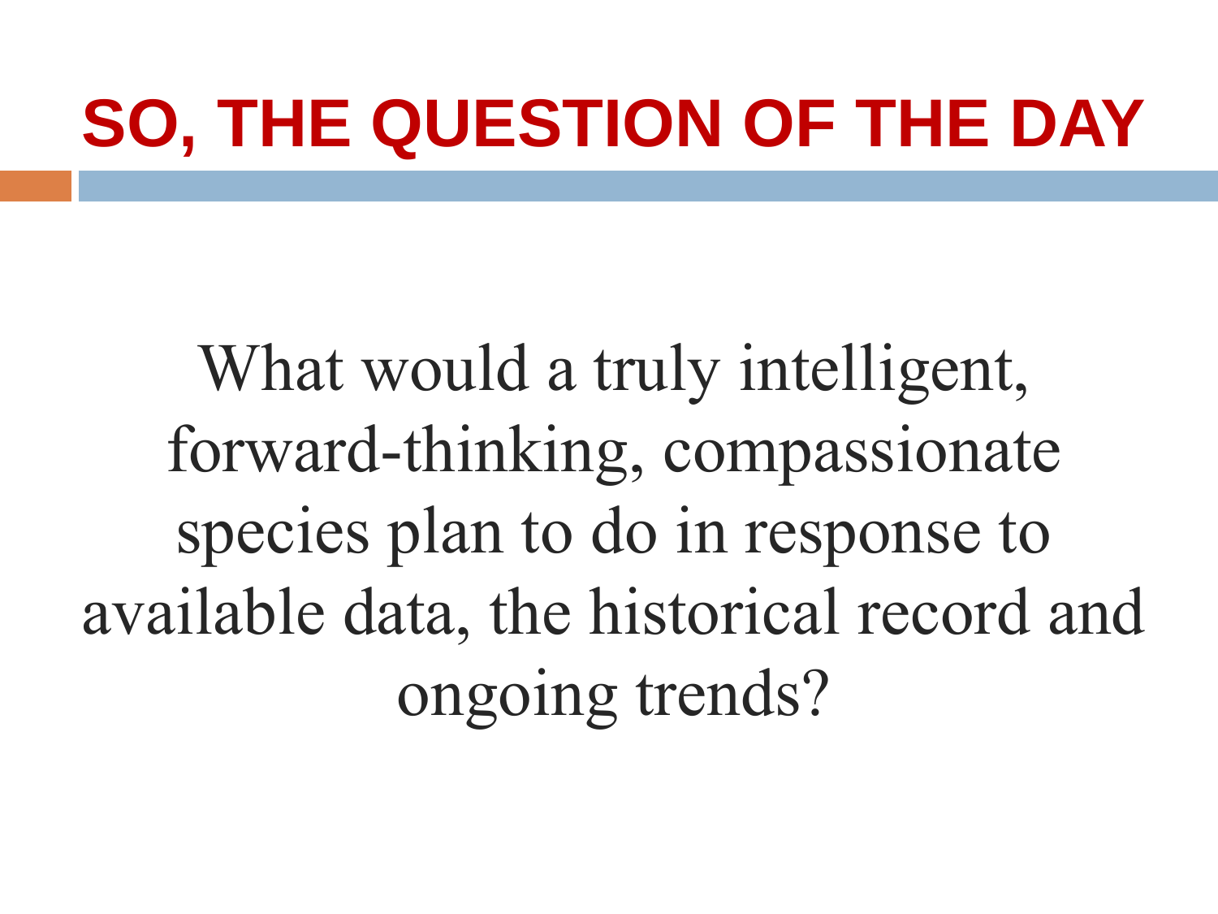# SO, THE QUESTION OF THE DAY

What would a truly intelligent, forward-thinking, compassionate species plan to do in response to available data, the historical record and ongoing trends?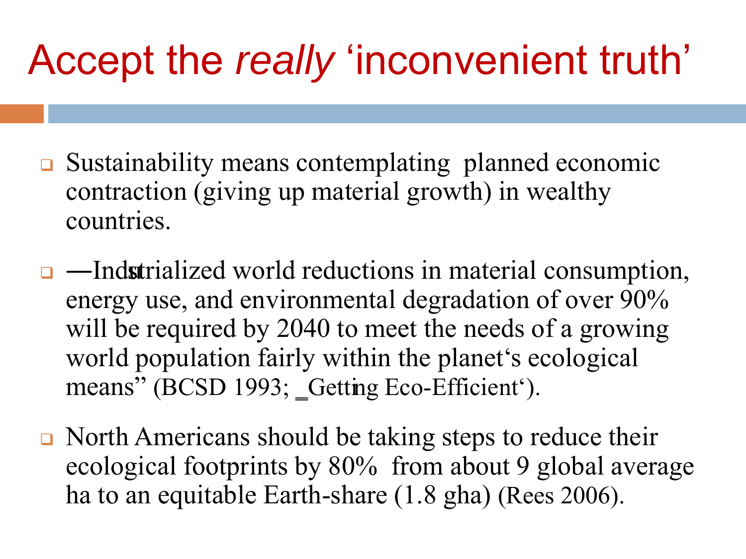# Accept the *really* 'inconvenient truth'

- Sustainability means contemplating planned economic contraction (giving up material growth) in wealthy countries.
- —Industrialized world reductions in material consumption, energy use, and environmental degradation of over 90% will be required by 2040 to meet the needs of a growing world population fairly within the planet's ecological means" (BCSD 1993; _Getting Eco-Efficient').
- North Americans should be taking steps to reduce their ecological footprints by 80% from about 9 global average ha to an equitable Earth-share (1.8 gha) (Rees 2006).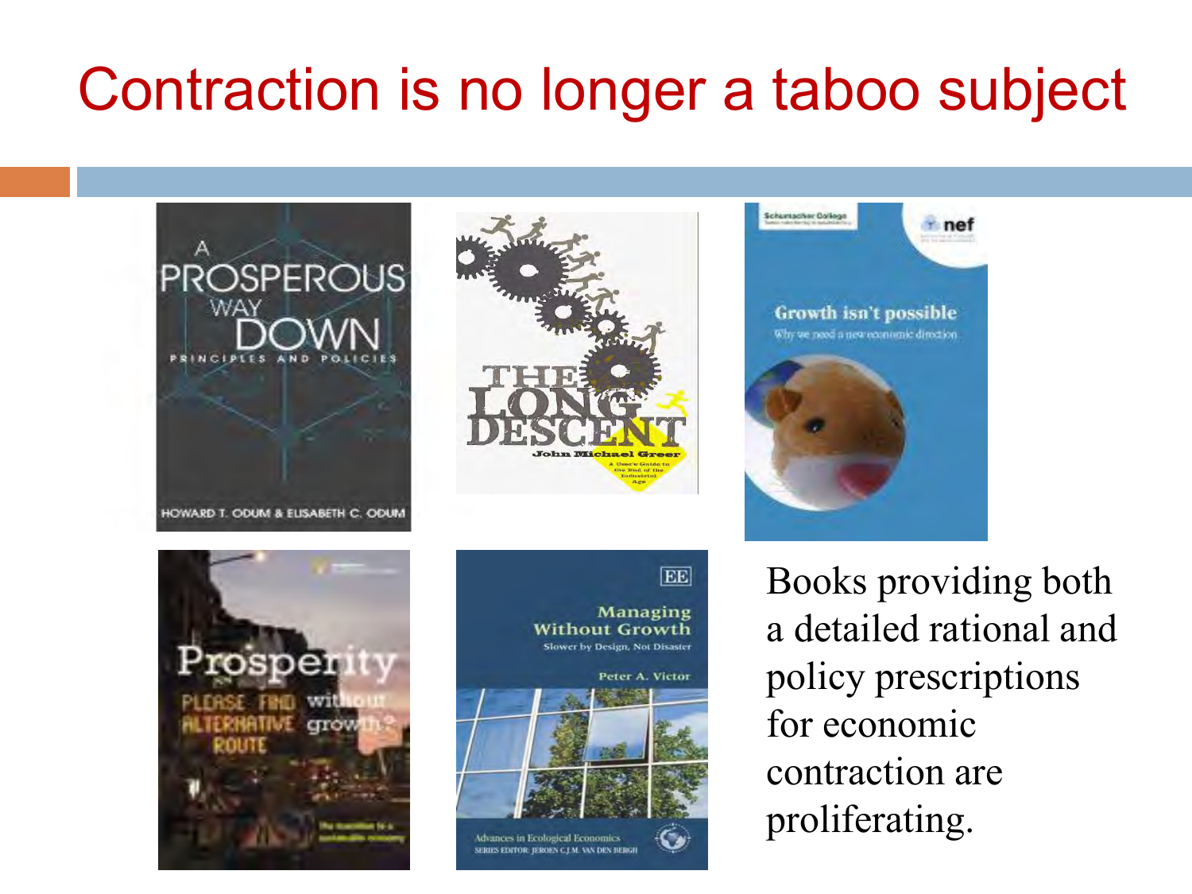# Contraction is no longer a taboo subject

Books providing both a detailed rational and policy prescriptions for economic contraction are proliferating.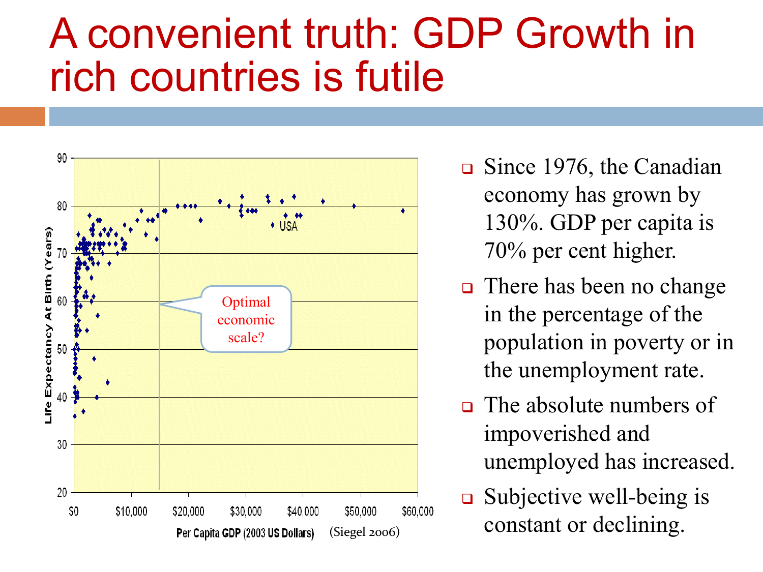# A convenient truth: GDP Growth in rich countries is futile

- Since 1976, the Canadian economy has grown by 130%. GDP per capita is 70% per cent higher.
- There has been no change in the percentage of the population in poverty or in the unemployment rate.
- The absolute numbers of impoverished and unemployed has increased.
- Subjective well-being is constant or declining.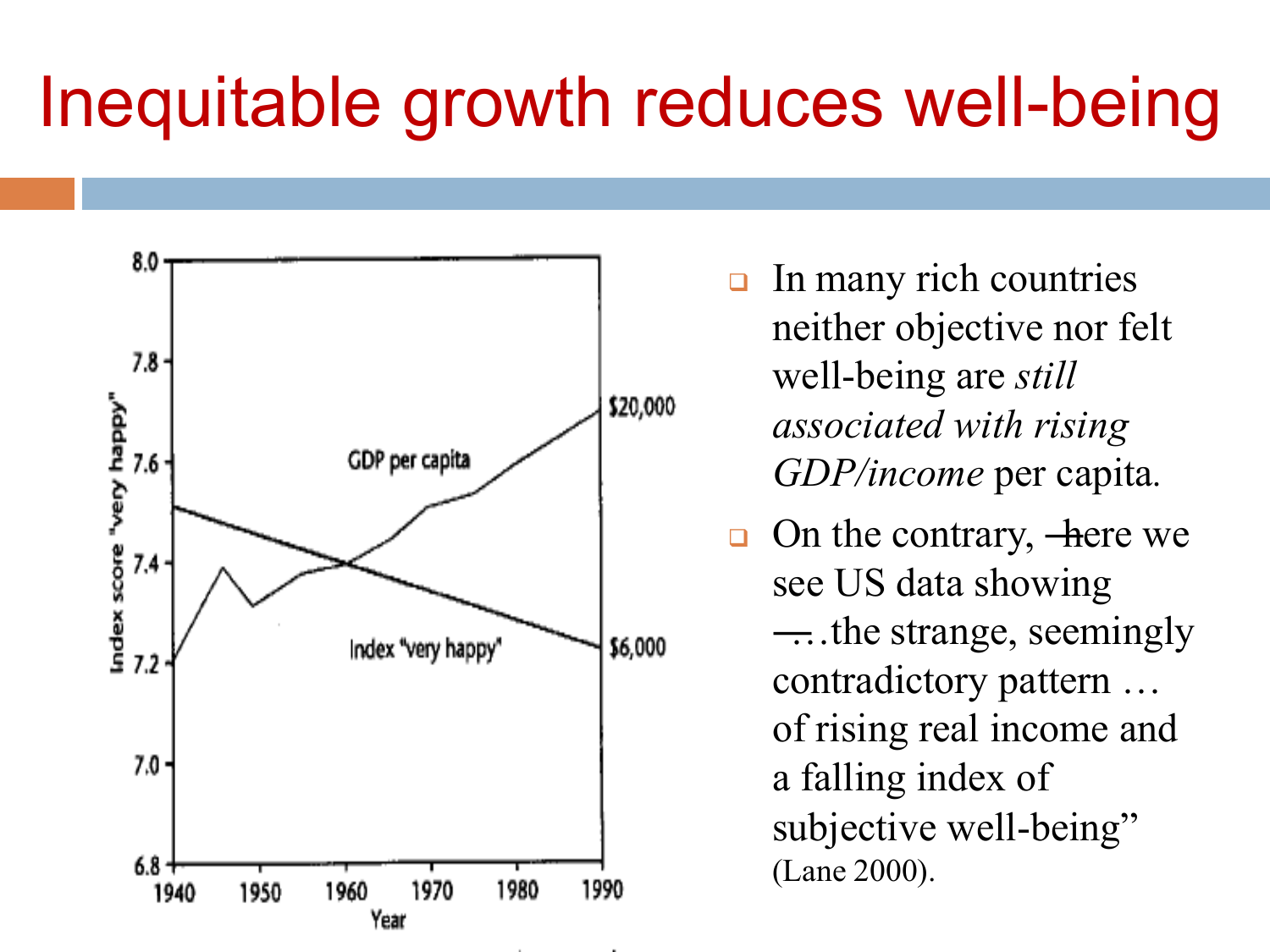# Inequitable growth reduces well-being

- In many rich countries neither objective nor felt well-being are *still associated with rising GDP/income* per capita.
- On the contrary, ~~h~~here we see US data showing ~~—~~…the strange, seemingly contradictory pattern … of rising real income and a falling index of subjective well-being" (Lane 2000).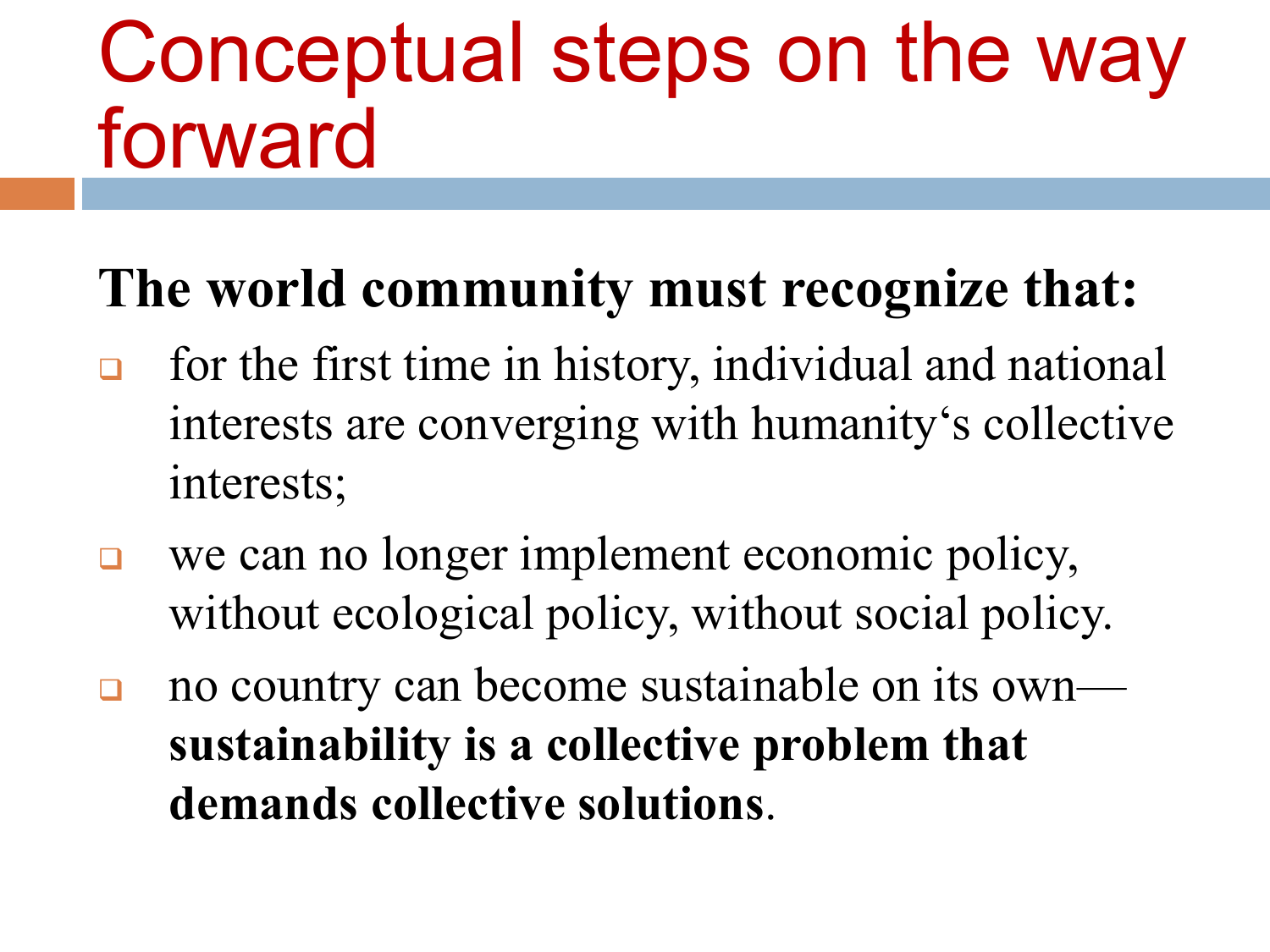# Conceptual steps on the way forward

**The world community must recognize that:**

- for the first time in history, individual and national interests are converging with humanity‘s collective interests;
- we can no longer implement economic policy, without ecological policy, without social policy.
- no country can become sustainable on its own—**sustainability is a collective problem that demands collective solutions**.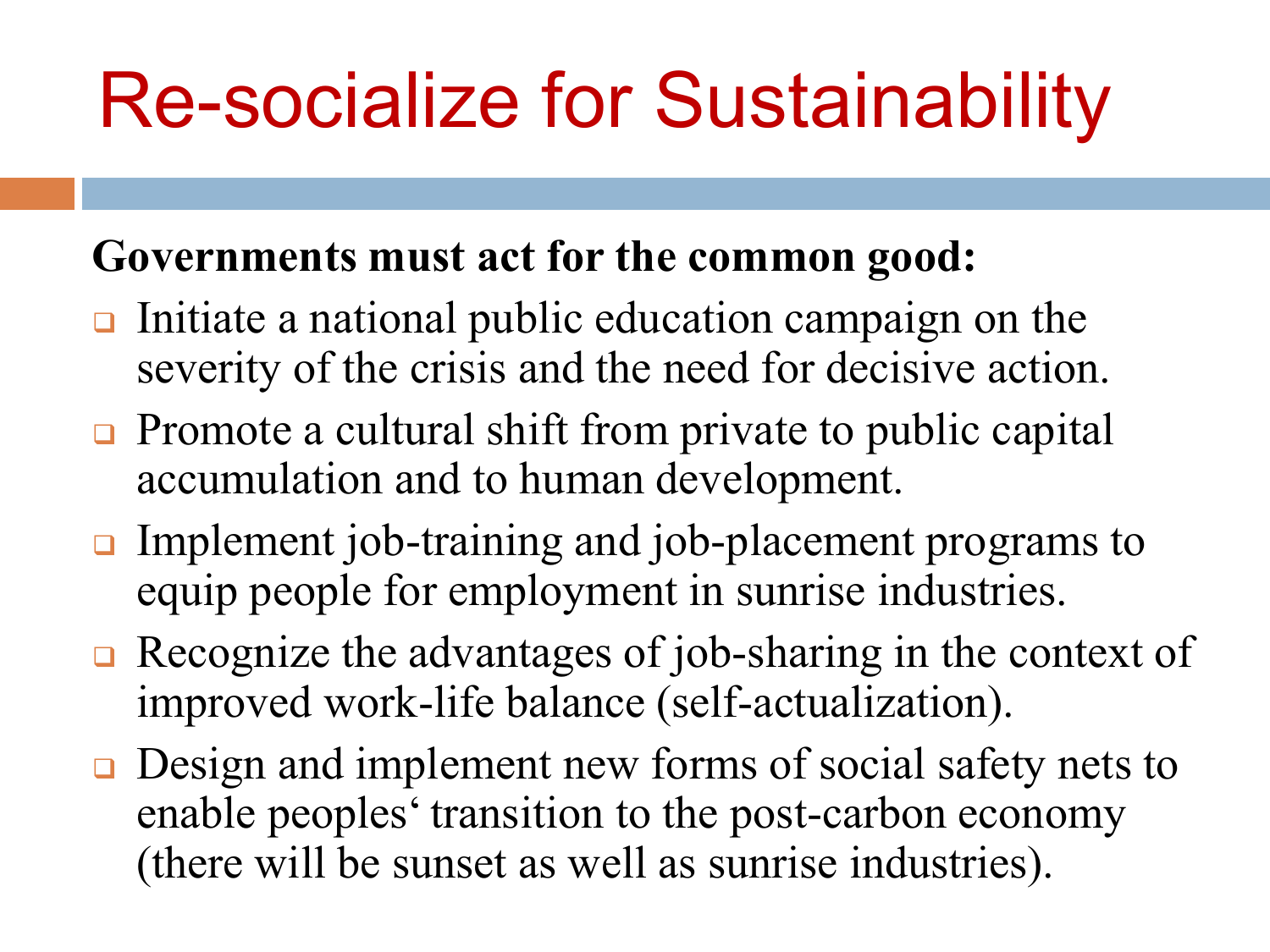# Re-socialize for Sustainability

**Governments must act for the common good:**

- Initiate a national public education campaign on the severity of the crisis and the need for decisive action.
- Promote a cultural shift from private to public capital accumulation and to human development.
- Implement job-training and job-placement programs to equip people for employment in sunrise industries.
- Recognize the advantages of job-sharing in the context of improved work-life balance (self-actualization).
- Design and implement new forms of social safety nets to enable peoples' transition to the post-carbon economy (there will be sunset as well as sunrise industries).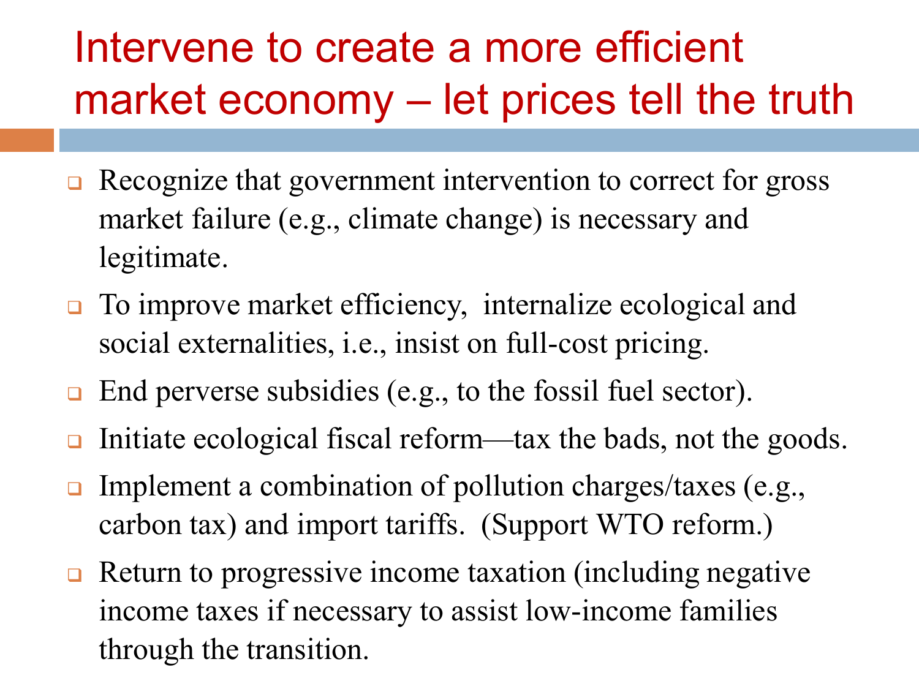# Intervene to create a more efficient market economy – let prices tell the truth

- Recognize that government intervention to correct for gross market failure (e.g., climate change) is necessary and legitimate.
- To improve market efficiency, internalize ecological and social externalities, i.e., insist on full-cost pricing.
- End perverse subsidies (e.g., to the fossil fuel sector).
- Initiate ecological fiscal reform—tax the bads, not the goods.
- Implement a combination of pollution charges/taxes (e.g., carbon tax) and import tariffs. (Support WTO reform.)
- Return to progressive income taxation (including negative income taxes if necessary to assist low-income families through the transition.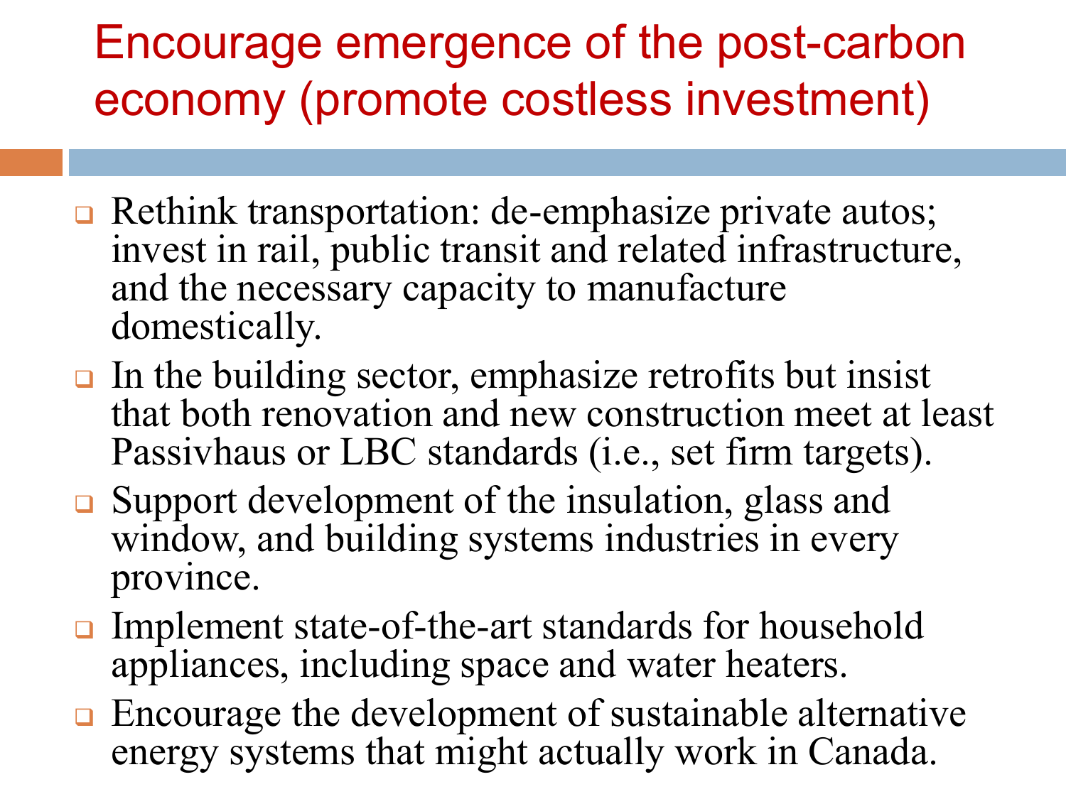# Encourage emergence of the post-carbon economy (promote costless investment)

- Rethink transportation: de-emphasize private autos; invest in rail, public transit and related infrastructure, and the necessary capacity to manufacture domestically.
- In the building sector, emphasize retrofits but insist that both renovation and new construction meet at least Passivhaus or LBC standards (i.e., set firm targets).
- Support development of the insulation, glass and window, and building systems industries in every province.
- Implement state-of-the-art standards for household appliances, including space and water heaters.
- Encourage the development of sustainable alternative energy systems that might actually work in Canada.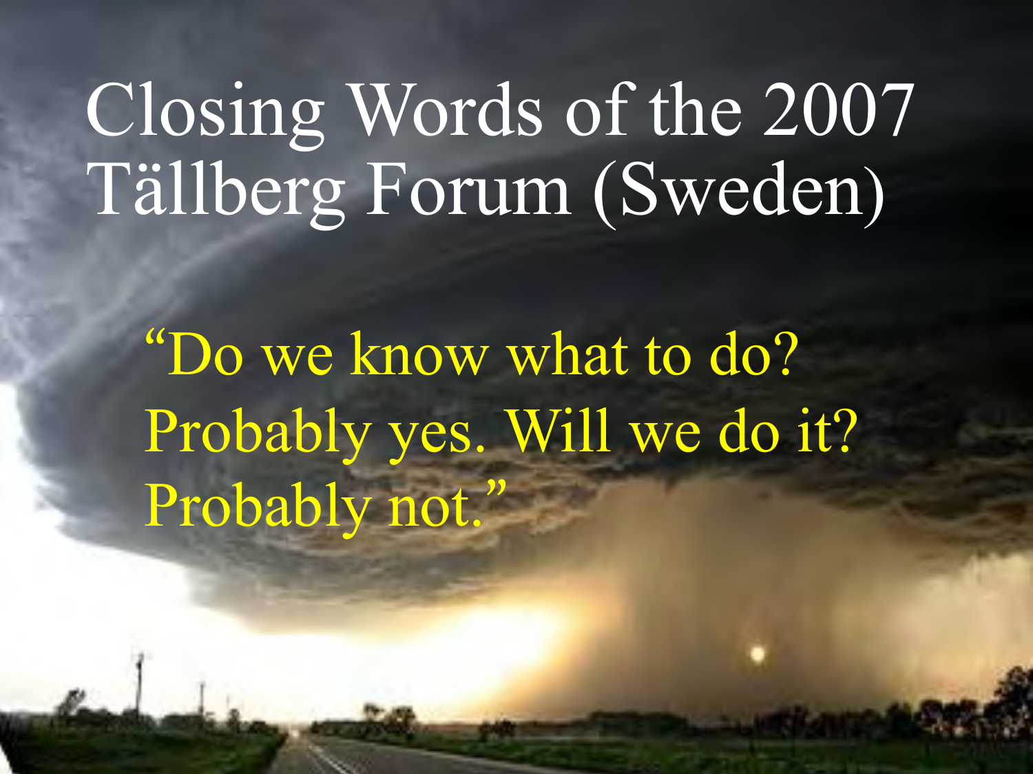# Closing Words of the 2007 Tällberg Forum (Sweden)

"Do we know what to do? Probably yes. Will we do it? Probably not."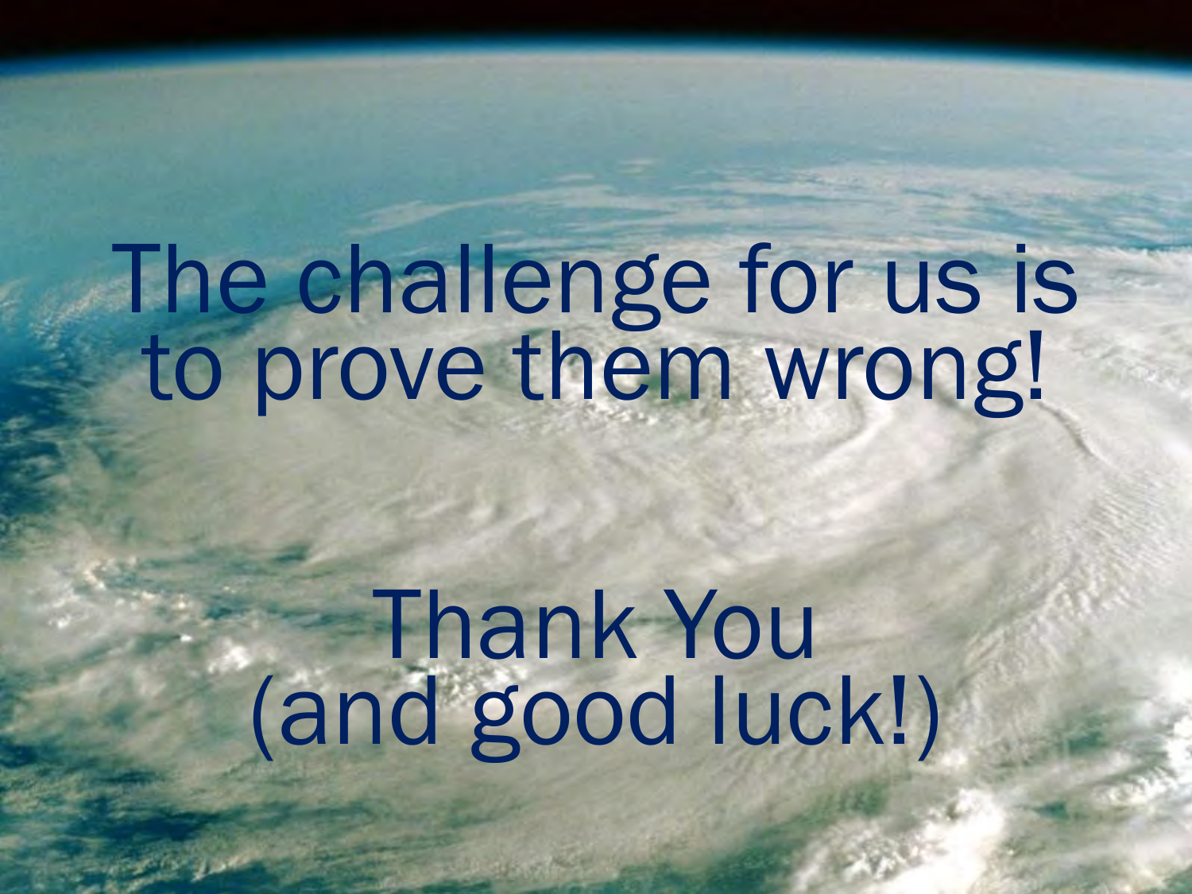The challenge for us is to prove them wrong!

Thank You
(and good luck!)